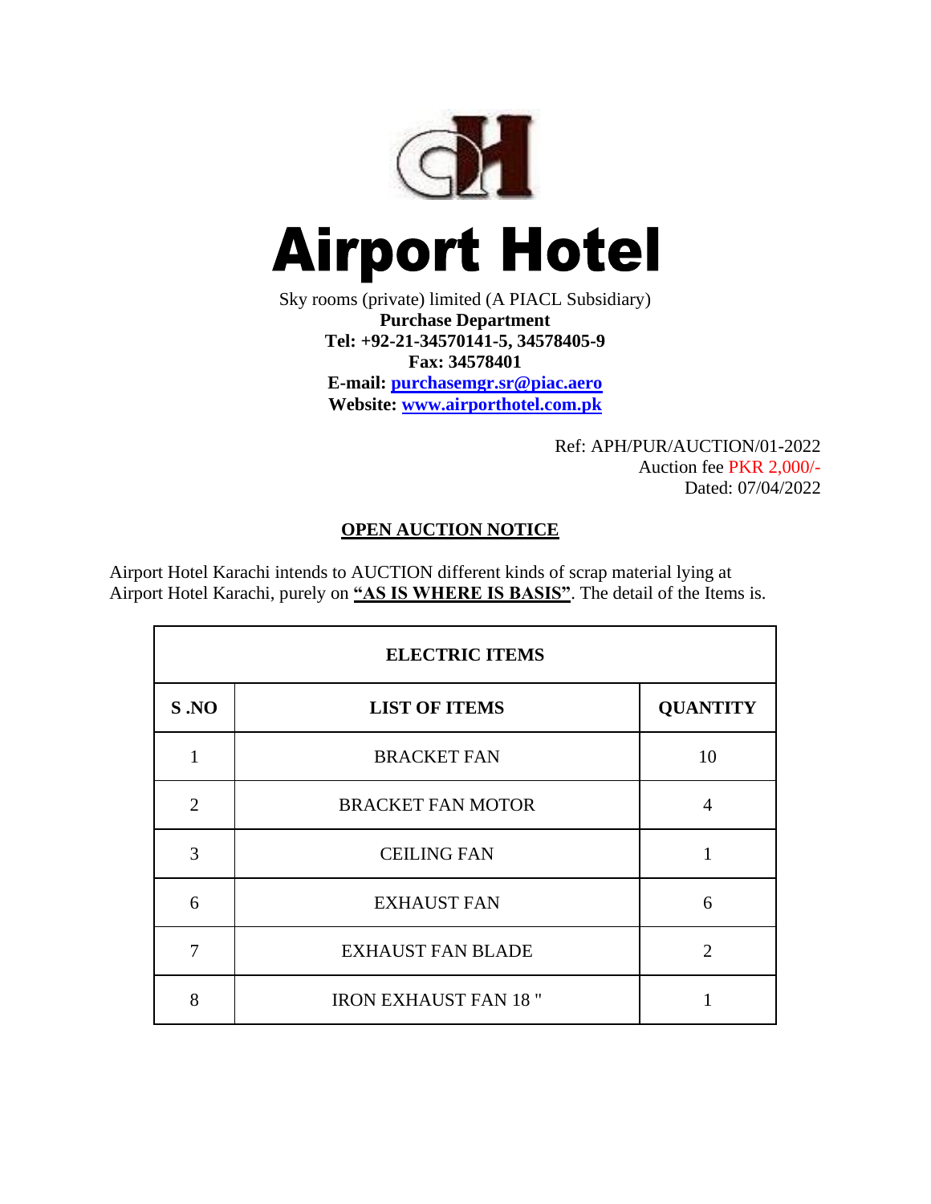# Airport Hotel

Sky rooms (private) limited (A PIACL Subsidiary)

**Purchase Department**

**Tel: +92-21-34570141-5, 34578405-9**

**Fax: 34578401**

**E-mail: purchasemgr.sr@piac.aero**

**Website: www.airporthotel.com.pk**

Ref: APH/PUR/AUCTION/01-2022

Auction fee PKR 2,000/-

Dated: 07/04/2022

## OPEN AUCTION NOTICE

Airport Hotel Karachi intends to AUCTION different kinds of scrap material lying at Airport Hotel Karachi, purely on **"AS IS WHERE IS BASIS"**. The detail of the Items is.

| ELECTRIC ITEMS | | |
|---|---|---|
| **S .NO** | **LIST OF ITEMS** | **QUANTITY** |
| 1 | BRACKET FAN | 10 |
| 2 | BRACKET FAN MOTOR | 4 |
| 3 | CEILING FAN | 1 |
| 6 | EXHAUST FAN | 6 |
| 7 | EXHAUST FAN BLADE | 2 |
| 8 | IRON EXHAUST FAN 18 " | 1 |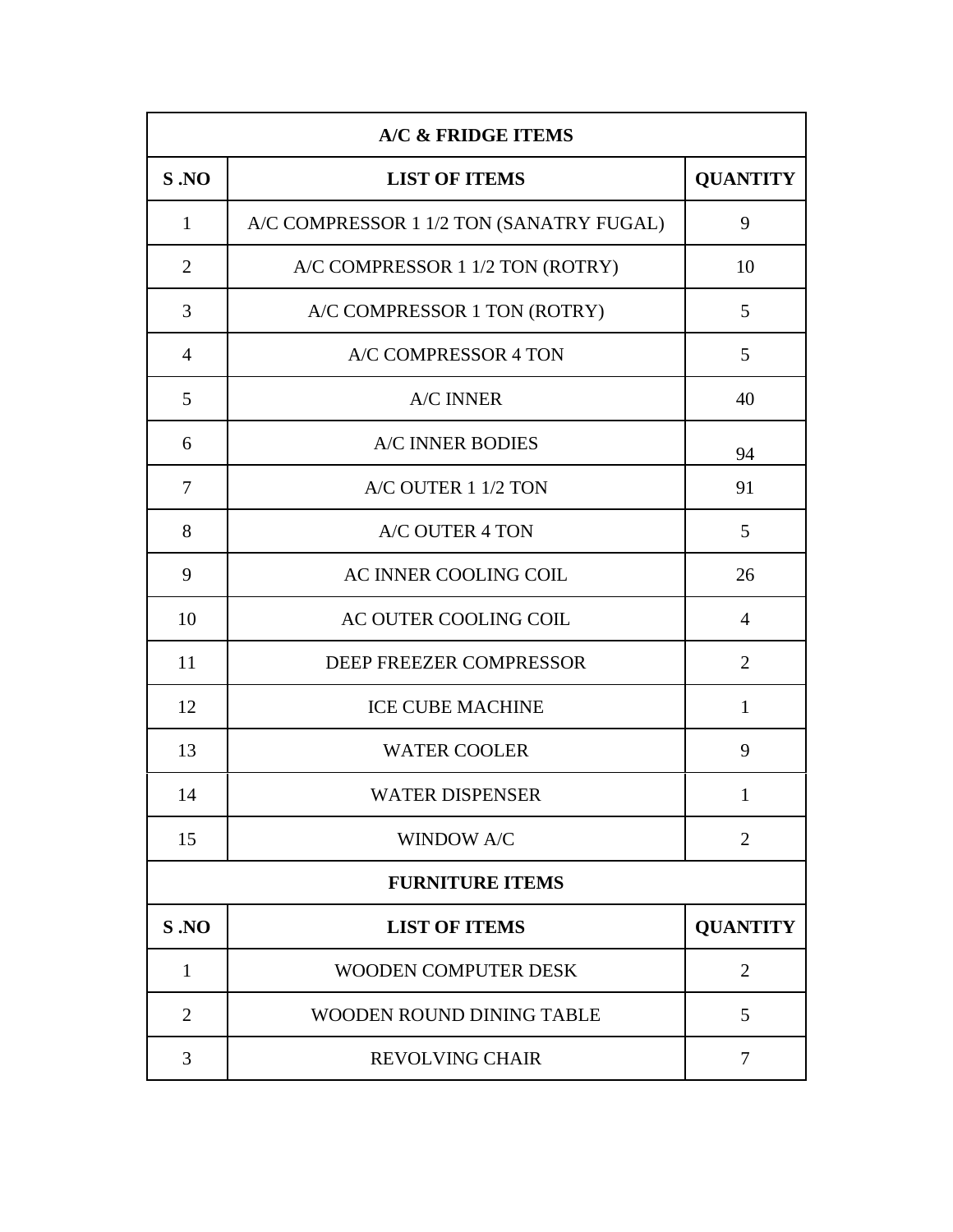| A/C & FRIDGE ITEMS | | |
|---|---|---|
| **S .NO** | **LIST OF ITEMS** | **QUANTITY** |
| 1 | A/C COMPRESSOR 1 1/2 TON (SANATRY FUGAL) | 9 |
| 2 | A/C COMPRESSOR 1 1/2 TON (ROTRY) | 10 |
| 3 | A/C COMPRESSOR 1 TON (ROTRY) | 5 |
| 4 | A/C COMPRESSOR 4 TON | 5 |
| 5 | A/C INNER | 40 |
| 6 | A/C INNER BODIES | 94 |
| 7 | A/C OUTER 1 1/2 TON | 91 |
| 8 | A/C OUTER 4 TON | 5 |
| 9 | AC INNER COOLING COIL | 26 |
| 10 | AC OUTER COOLING COIL | 4 |
| 11 | DEEP FREEZER COMPRESSOR | 2 |
| 12 | ICE CUBE MACHINE | 1 |
| 13 | WATER COOLER | 9 |
| 14 | WATER DISPENSER | 1 |
| 15 | WINDOW A/C | 2 |
| **FURNITURE ITEMS** | | |
| **S .NO** | **LIST OF ITEMS** | **QUANTITY** |
| 1 | WOODEN COMPUTER DESK | 2 |
| 2 | WOODEN ROUND DINING TABLE | 5 |
| 3 | REVOLVING CHAIR | 7 |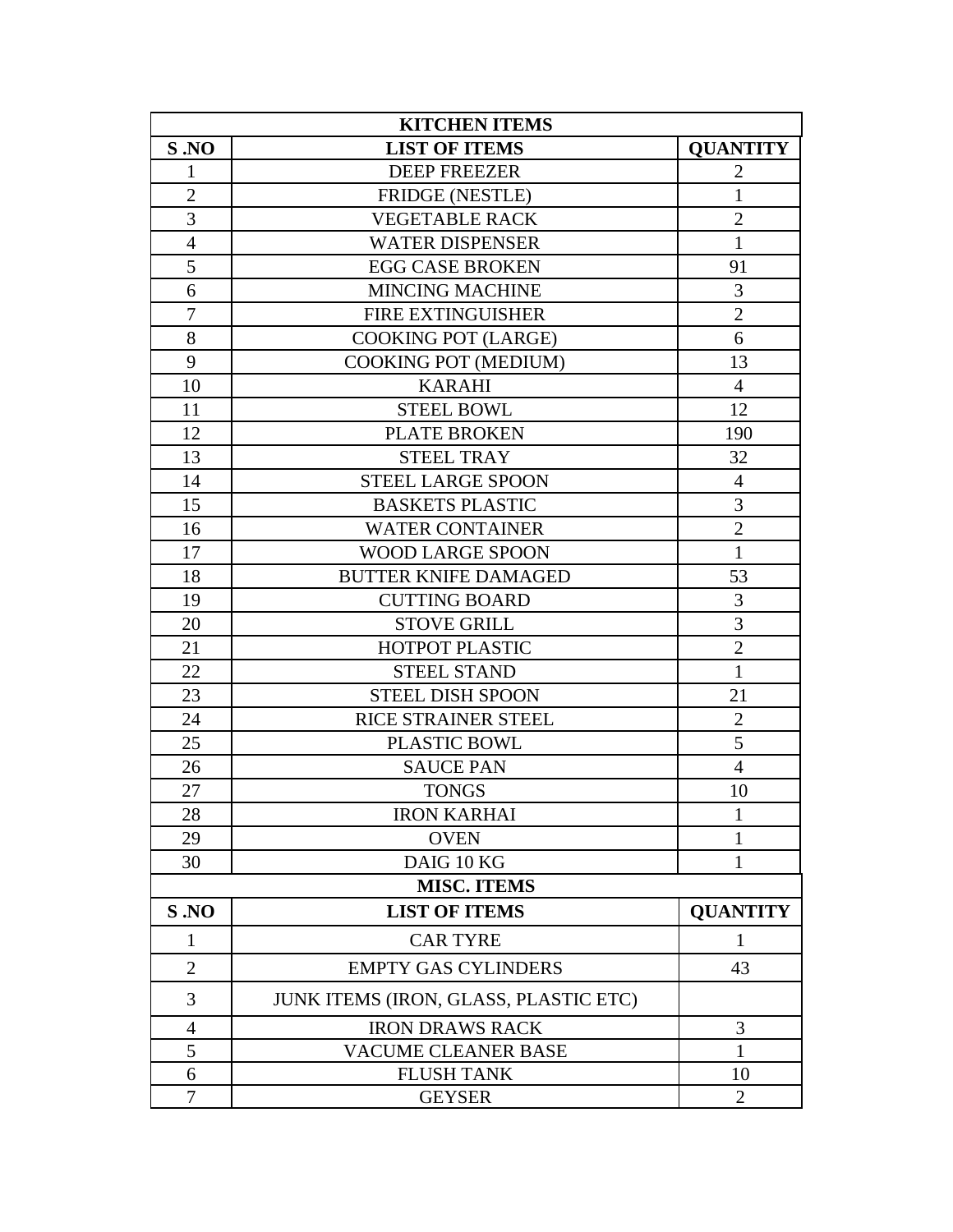| KITCHEN ITEMS | | |
|---|---|---|
| **S .NO** | **LIST OF ITEMS** | **QUANTITY** |
| 1 | DEEP FREEZER | 2 |
| 2 | FRIDGE (NESTLE) | 1 |
| 3 | VEGETABLE RACK | 2 |
| 4 | WATER DISPENSER | 1 |
| 5 | EGG CASE BROKEN | 91 |
| 6 | MINCING MACHINE | 3 |
| 7 | FIRE EXTINGUISHER | 2 |
| 8 | COOKING POT (LARGE) | 6 |
| 9 | COOKING POT (MEDIUM) | 13 |
| 10 | KARAHI | 4 |
| 11 | STEEL BOWL | 12 |
| 12 | PLATE BROKEN | 190 |
| 13 | STEEL TRAY | 32 |
| 14 | STEEL LARGE SPOON | 4 |
| 15 | BASKETS PLASTIC | 3 |
| 16 | WATER CONTAINER | 2 |
| 17 | WOOD LARGE SPOON | 1 |
| 18 | BUTTER KNIFE DAMAGED | 53 |
| 19 | CUTTING BOARD | 3 |
| 20 | STOVE GRILL | 3 |
| 21 | HOTPOT PLASTIC | 2 |
| 22 | STEEL STAND | 1 |
| 23 | STEEL DISH SPOON | 21 |
| 24 | RICE STRAINER STEEL | 2 |
| 25 | PLASTIC BOWL | 5 |
| 26 | SAUCE PAN | 4 |
| 27 | TONGS | 10 |
| 28 | IRON KARHAI | 1 |
| 29 | OVEN | 1 |
| 30 | DAIG 10 KG | 1 |

| MISC. ITEMS | | |
|---|---|---|
| **S .NO** | **LIST OF ITEMS** | **QUANTITY** |
| 1 | CAR TYRE | 1 |
| 2 | EMPTY GAS CYLINDERS | 43 |
| 3 | JUNK ITEMS (IRON, GLASS, PLASTIC ETC) | |
| 4 | IRON DRAWS RACK | 3 |
| 5 | VACUME CLEANER BASE | 1 |
| 6 | FLUSH TANK | 10 |
| 7 | GEYSER | 2 |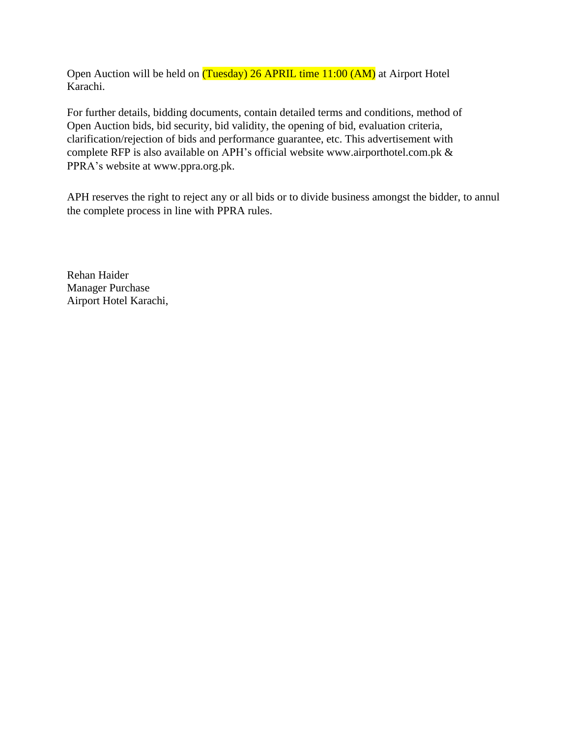Open Auction will be held on (Tuesday) 26 APRIL time 11:00 (AM) at Airport Hotel Karachi.

For further details, bidding documents, contain detailed terms and conditions, method of Open Auction bids, bid security, bid validity, the opening of bid, evaluation criteria, clarification/rejection of bids and performance guarantee, etc. This advertisement with complete RFP is also available on APH's official website www.airporthotel.com.pk & PPRA's website at www.ppra.org.pk.

APH reserves the right to reject any or all bids or to divide business amongst the bidder, to annul the complete process in line with PPRA rules.

Rehan Haider  
Manager Purchase  
Airport Hotel Karachi,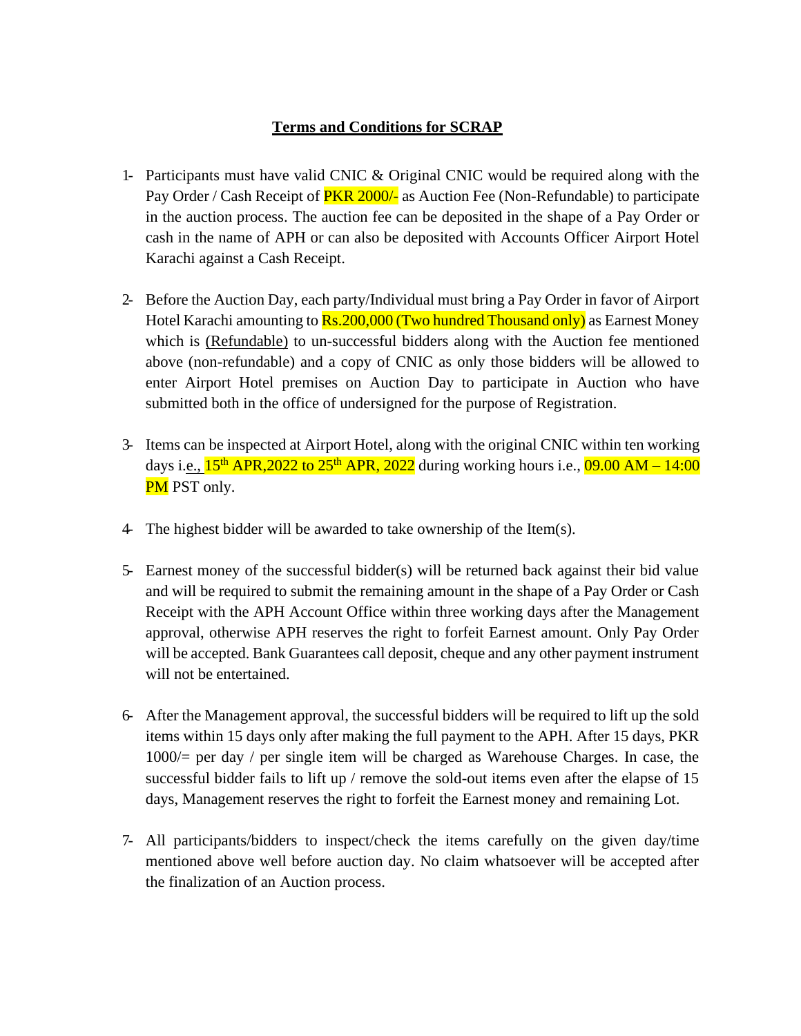**Terms and Conditions for SCRAP**

1- Participants must have valid CNIC & Original CNIC would be required along with the Pay Order / Cash Receipt of PKR 2000/- as Auction Fee (Non-Refundable) to participate in the auction process. The auction fee can be deposited in the shape of a Pay Order or cash in the name of APH or can also be deposited with Accounts Officer Airport Hotel Karachi against a Cash Receipt.

2- Before the Auction Day, each party/Individual must bring a Pay Order in favor of Airport Hotel Karachi amounting to Rs.200,000 (Two hundred Thousand only) as Earnest Money which is (Refundable) to un-successful bidders along with the Auction fee mentioned above (non-refundable) and a copy of CNIC as only those bidders will be allowed to enter Airport Hotel premises on Auction Day to participate in Auction who have submitted both in the office of undersigned for the purpose of Registration.

3- Items can be inspected at Airport Hotel, along with the original CNIC within ten working days i.e., 15th APR,2022 to 25th APR, 2022 during working hours i.e., 09.00 AM – 14:00 PM PST only.

4- The highest bidder will be awarded to take ownership of the Item(s).

5- Earnest money of the successful bidder(s) will be returned back against their bid value and will be required to submit the remaining amount in the shape of a Pay Order or Cash Receipt with the APH Account Office within three working days after the Management approval, otherwise APH reserves the right to forfeit Earnest amount. Only Pay Order will be accepted. Bank Guarantees call deposit, cheque and any other payment instrument will not be entertained.

6- After the Management approval, the successful bidders will be required to lift up the sold items within 15 days only after making the full payment to the APH. After 15 days, PKR 1000/= per day / per single item will be charged as Warehouse Charges. In case, the successful bidder fails to lift up / remove the sold-out items even after the elapse of 15 days, Management reserves the right to forfeit the Earnest money and remaining Lot.

7- All participants/bidders to inspect/check the items carefully on the given day/time mentioned above well before auction day. No claim whatsoever will be accepted after the finalization of an Auction process.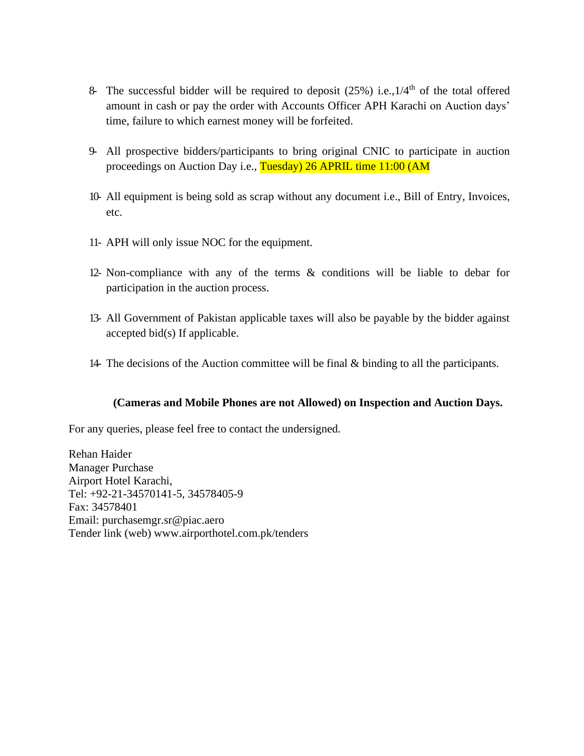8- The successful bidder will be required to deposit (25%) i.e.,1/4$^{th}$ of the total offered amount in cash or pay the order with Accounts Officer APH Karachi on Auction days' time, failure to which earnest money will be forfeited.

9- All prospective bidders/participants to bring original CNIC to participate in auction proceedings on Auction Day i.e., Tuesday) 26 APRIL time 11:00 (AM

10- All equipment is being sold as scrap without any document i.e., Bill of Entry, Invoices, etc.

11- APH will only issue NOC for the equipment.

12- Non-compliance with any of the terms & conditions will be liable to debar for participation in the auction process.

13- All Government of Pakistan applicable taxes will also be payable by the bidder against accepted bid(s) If applicable.

14- The decisions of the Auction committee will be final & binding to all the participants.

**(Cameras and Mobile Phones are not Allowed) on Inspection and Auction Days.**

For any queries, please feel free to contact the undersigned.

Rehan Haider
Manager Purchase
Airport Hotel Karachi,
Tel: +92-21-34570141-5, 34578405-9
Fax: 34578401
Email: purchasemgr.sr@piac.aero
Tender link (web) www.airporthotel.com.pk/tenders